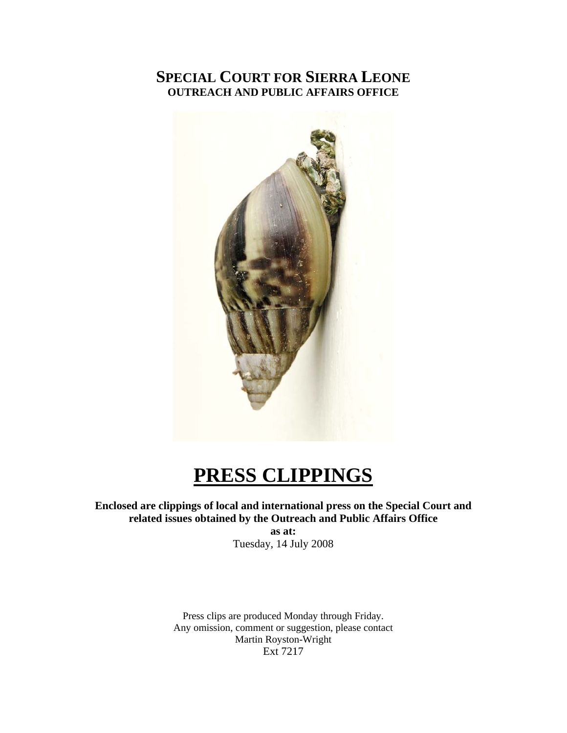# SPECIAL COURT FOR SIERRA LEONE
## OUTREACH AND PUBLIC AFFAIRS OFFICE

# PRESS CLIPPINGS

**Enclosed are clippings of local and international press on the Special Court and related issues obtained by the Outreach and Public Affairs Office**

**as at:**

Tuesday, 14 July 2008

Press clips are produced Monday through Friday.
Any omission, comment or suggestion, please contact
Martin Royston-Wright
Ext 7217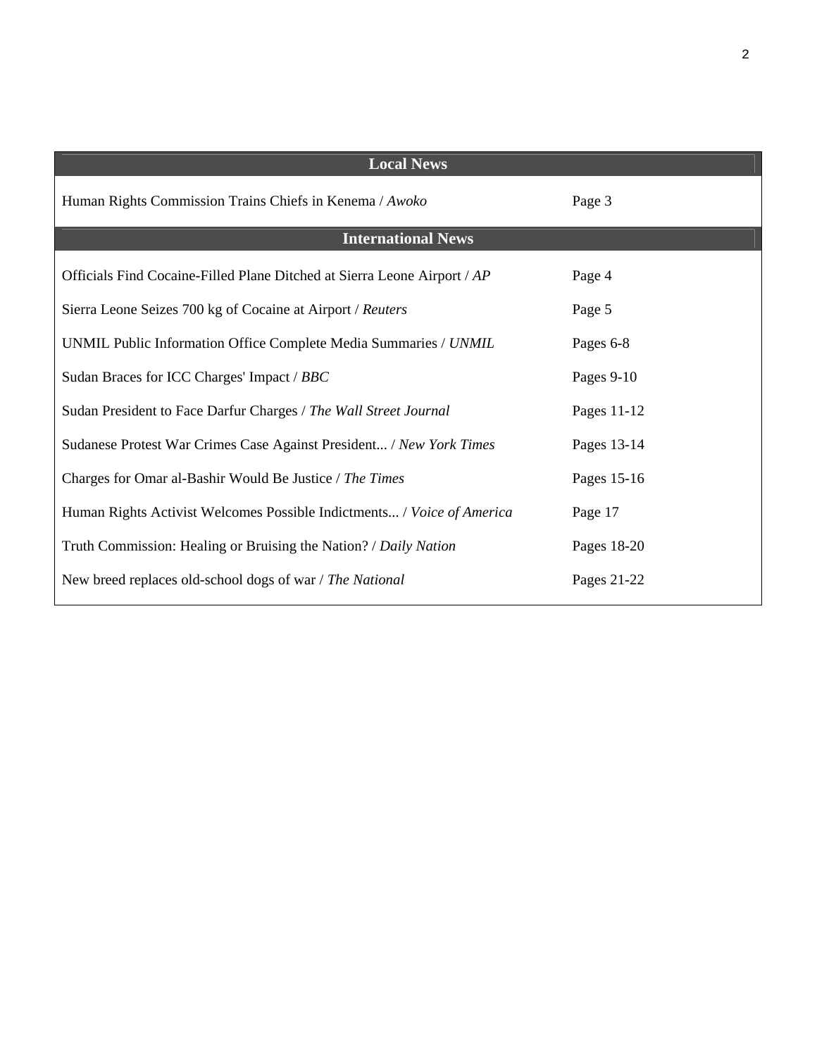| Local News | |
|---|---|
| Human Rights Commission Trains Chiefs in Kenema / *Awoko* | Page 3 |
| **International News** | |
| Officials Find Cocaine-Filled Plane Ditched at Sierra Leone Airport / *AP* | Page 4 |
| Sierra Leone Seizes 700 kg of Cocaine at Airport / *Reuters* | Page 5 |
| UNMIL Public Information Office Complete Media Summaries / *UNMIL* | Pages 6-8 |
| Sudan Braces for ICC Charges' Impact / *BBC* | Pages 9-10 |
| Sudan President to Face Darfur Charges / *The Wall Street Journal* | Pages 11-12 |
| Sudanese Protest War Crimes Case Against President... / *New York Times* | Pages 13-14 |
| Charges for Omar al-Bashir Would Be Justice / *The Times* | Pages 15-16 |
| Human Rights Activist Welcomes Possible Indictments... / *Voice of America* | Page 17 |
| Truth Commission: Healing or Bruising the Nation? / *Daily Nation* | Pages 18-20 |
| New breed replaces old-school dogs of war / *The National* | Pages 21-22 |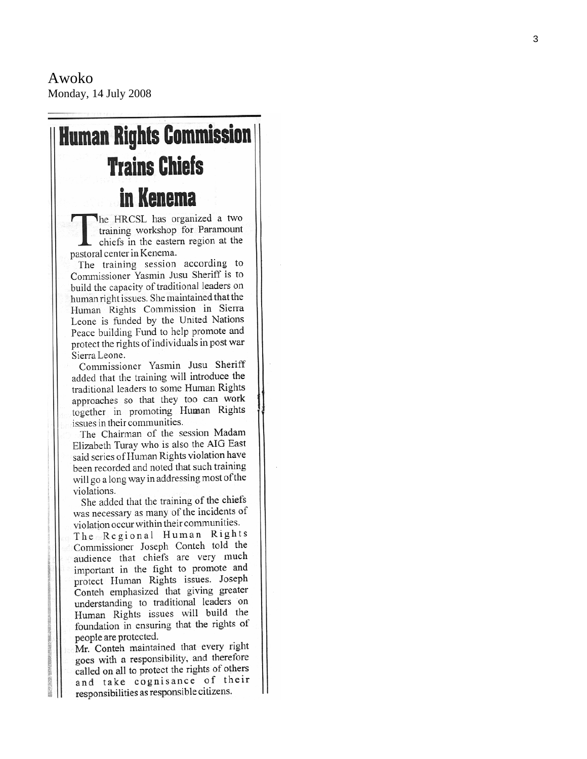Awoko
Monday, 14 July 2008

# Human Rights Commission Trains Chiefs in Kenema

The HRCSL has organized a two training workshop for Paramount chiefs in the eastern region at the pastoral center in Kenema.

The training session according to Commissioner Yasmin Jusu Sheriff is to build the capacity of traditional leaders on human right issues. She maintained that the Human Rights Commission in Sierra Leone is funded by the United Nations Peace building Fund to help promote and protect the rights of individuals in post war Sierra Leone.

Commissioner Yasmin Jusu Sheriff added that the training will introduce the traditional leaders to some Human Rights approaches so that they too can work together in promoting Human Rights issues in their communities.

The Chairman of the session Madam Elizabeth Turay who is also the AIG East said series of Human Rights violation have been recorded and noted that such training will go a long way in addressing most of the violations.

She added that the training of the chiefs was necessary as many of the incidents of violation occur within their communities.

The Regional Human Rights Commissioner Joseph Conteh told the audience that chiefs are very much important in the fight to promote and protect Human Rights issues. Joseph Conteh emphasized that giving greater understanding to traditional leaders on Human Rights issues will build the foundation in ensuring that the rights of people are protected.

Mr. Conteh maintained that every right goes with a responsibility, and therefore called on all to protect the rights of others and take cognisance of their responsibilities as responsible citizens.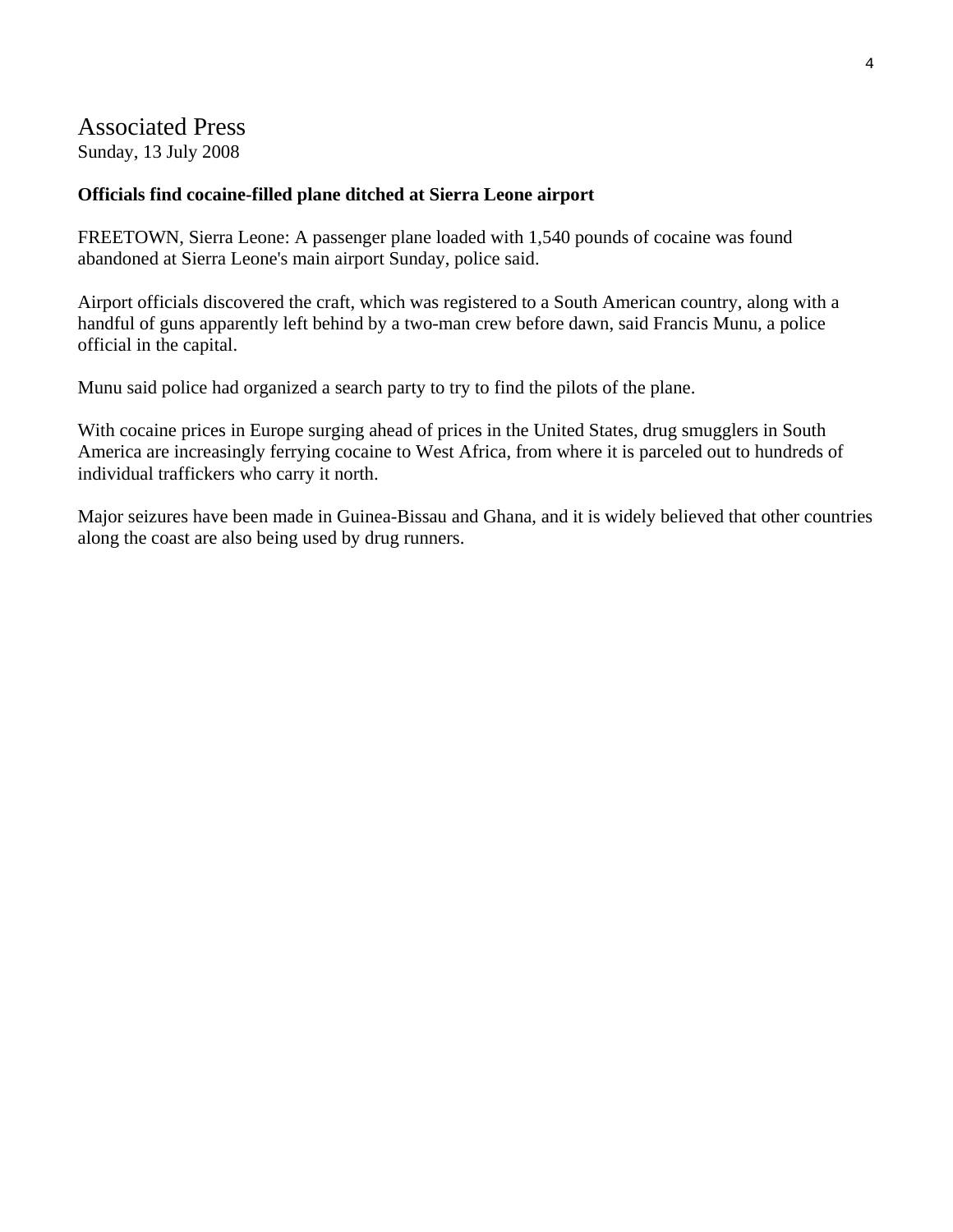Associated Press
Sunday, 13 July 2008

**Officials find cocaine-filled plane ditched at Sierra Leone airport**

FREETOWN, Sierra Leone: A passenger plane loaded with 1,540 pounds of cocaine was found abandoned at Sierra Leone's main airport Sunday, police said.

Airport officials discovered the craft, which was registered to a South American country, along with a handful of guns apparently left behind by a two-man crew before dawn, said Francis Munu, a police official in the capital.

Munu said police had organized a search party to try to find the pilots of the plane.

With cocaine prices in Europe surging ahead of prices in the United States, drug smugglers in South America are increasingly ferrying cocaine to West Africa, from where it is parceled out to hundreds of individual traffickers who carry it north.

Major seizures have been made in Guinea-Bissau and Ghana, and it is widely believed that other countries along the coast are also being used by drug runners.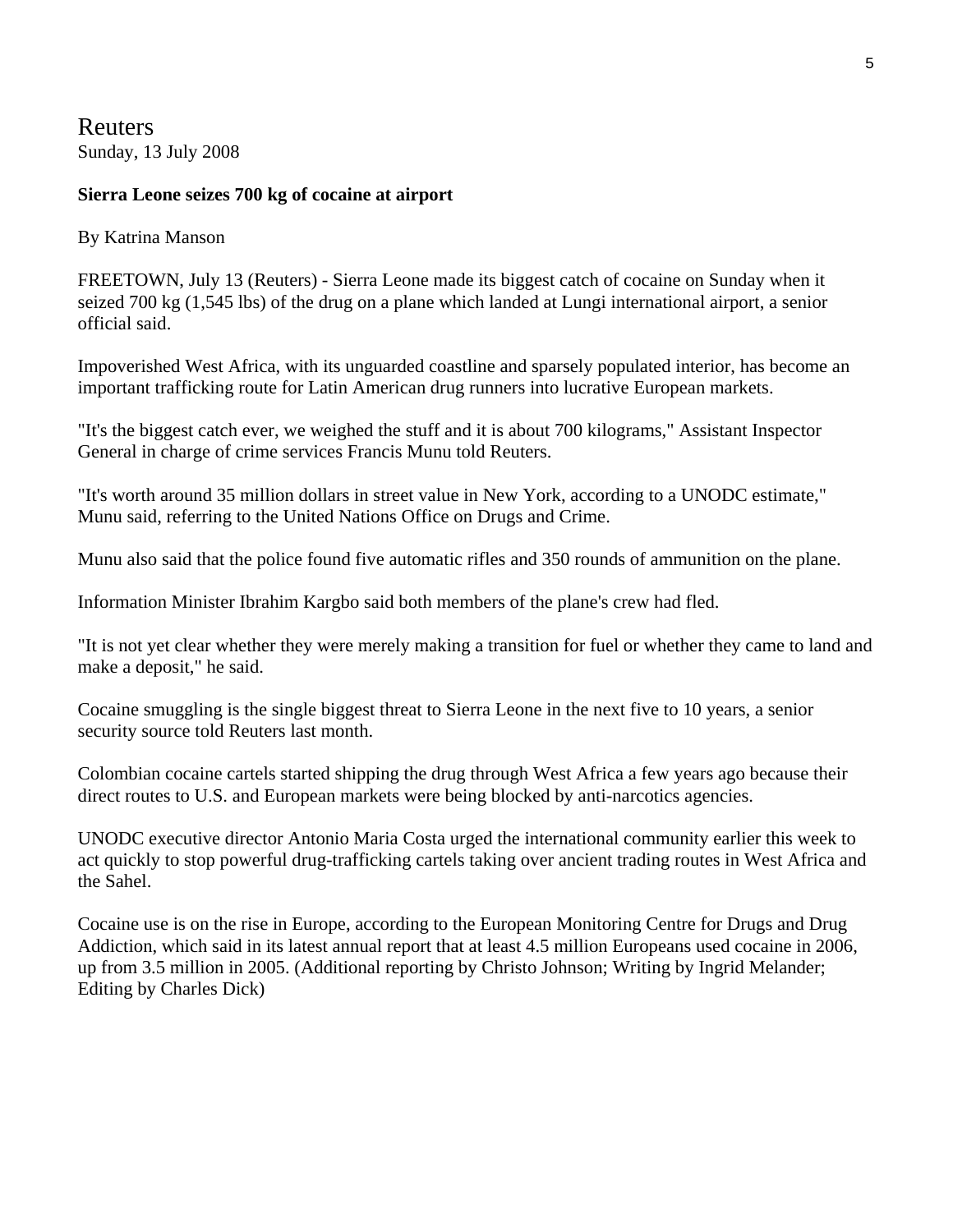Reuters
Sunday, 13 July 2008

**Sierra Leone seizes 700 kg of cocaine at airport**

By Katrina Manson

FREETOWN, July 13 (Reuters) - Sierra Leone made its biggest catch of cocaine on Sunday when it seized 700 kg (1,545 lbs) of the drug on a plane which landed at Lungi international airport, a senior official said.

Impoverished West Africa, with its unguarded coastline and sparsely populated interior, has become an important trafficking route for Latin American drug runners into lucrative European markets.

"It's the biggest catch ever, we weighed the stuff and it is about 700 kilograms," Assistant Inspector General in charge of crime services Francis Munu told Reuters.

"It's worth around 35 million dollars in street value in New York, according to a UNODC estimate," Munu said, referring to the United Nations Office on Drugs and Crime.

Munu also said that the police found five automatic rifles and 350 rounds of ammunition on the plane.

Information Minister Ibrahim Kargbo said both members of the plane's crew had fled.

"It is not yet clear whether they were merely making a transition for fuel or whether they came to land and make a deposit," he said.

Cocaine smuggling is the single biggest threat to Sierra Leone in the next five to 10 years, a senior security source told Reuters last month.

Colombian cocaine cartels started shipping the drug through West Africa a few years ago because their direct routes to U.S. and European markets were being blocked by anti-narcotics agencies.

UNODC executive director Antonio Maria Costa urged the international community earlier this week to act quickly to stop powerful drug-trafficking cartels taking over ancient trading routes in West Africa and the Sahel.

Cocaine use is on the rise in Europe, according to the European Monitoring Centre for Drugs and Drug Addiction, which said in its latest annual report that at least 4.5 million Europeans used cocaine in 2006, up from 3.5 million in 2005. (Additional reporting by Christo Johnson; Writing by Ingrid Melander; Editing by Charles Dick)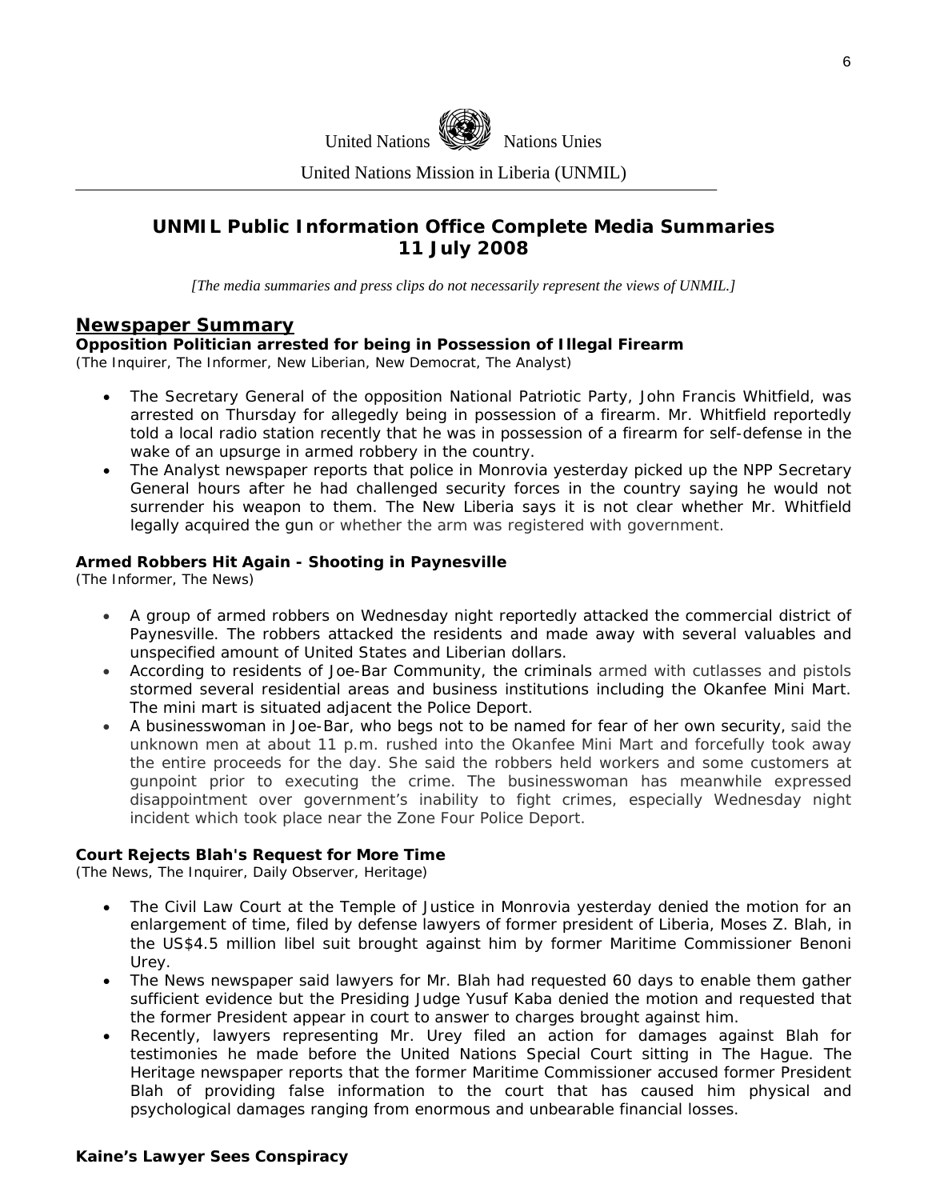United Nations Nations Unies

United Nations Mission in Liberia (UNMIL)

# UNMIL Public Information Office Complete Media Summaries 11 July 2008

*[The media summaries and press clips do not necessarily represent the views of UNMIL.]*

## Newspaper Summary

**Opposition Politician arrested for being in Possession of Illegal Firearm**
(The Inquirer, The Informer, New Liberian, New Democrat, The Analyst)

- The Secretary General of the opposition National Patriotic Party, John Francis Whitfield, was arrested on Thursday for allegedly being in possession of a firearm. Mr. Whitfield reportedly told a local radio station recently that he was in possession of a firearm for self-defense in the wake of an upsurge in armed robbery in the country.
- The Analyst newspaper reports that police in Monrovia yesterday picked up the NPP Secretary General hours after he had challenged security forces in the country saying he would not surrender his weapon to them. The New Liberia says it is not clear whether Mr. Whitfield legally acquired the gun or whether the arm was registered with government.

**Armed Robbers Hit Again - Shooting in Paynesville**
(The Informer, The News)

- A group of armed robbers on Wednesday night reportedly attacked the commercial district of Paynesville. The robbers attacked the residents and made away with several valuables and unspecified amount of United States and Liberian dollars.
- According to residents of Joe-Bar Community, the criminals armed with cutlasses and pistols stormed several residential areas and business institutions including the Okanfee Mini Mart. The mini mart is situated adjacent the Police Deport.
- A businesswoman in Joe-Bar, who begs not to be named for fear of her own security, said the unknown men at about 11 p.m. rushed into the Okanfee Mini Mart and forcefully took away the entire proceeds for the day. She said the robbers held workers and some customers at gunpoint prior to executing the crime. The businesswoman has meanwhile expressed disappointment over government's inability to fight crimes, especially Wednesday night incident which took place near the Zone Four Police Deport.

**Court Rejects Blah's Request for More Time**
(The News, The Inquirer, Daily Observer, Heritage)

- The Civil Law Court at the Temple of Justice in Monrovia yesterday denied the motion for an enlargement of time, filed by defense lawyers of former president of Liberia, Moses Z. Blah, in the US$4.5 million libel suit brought against him by former Maritime Commissioner Benoni Urey.
- The News newspaper said lawyers for Mr. Blah had requested 60 days to enable them gather sufficient evidence but the Presiding Judge Yusuf Kaba denied the motion and requested that the former President appear in court to answer to charges brought against him.
- Recently, lawyers representing Mr. Urey filed an action for damages against Blah for testimonies he made before the United Nations Special Court sitting in The Hague. The Heritage newspaper reports that the former Maritime Commissioner accused former President Blah of providing false information to the court that has caused him physical and psychological damages ranging from enormous and unbearable financial losses.

**Kaine's Lawyer Sees Conspiracy**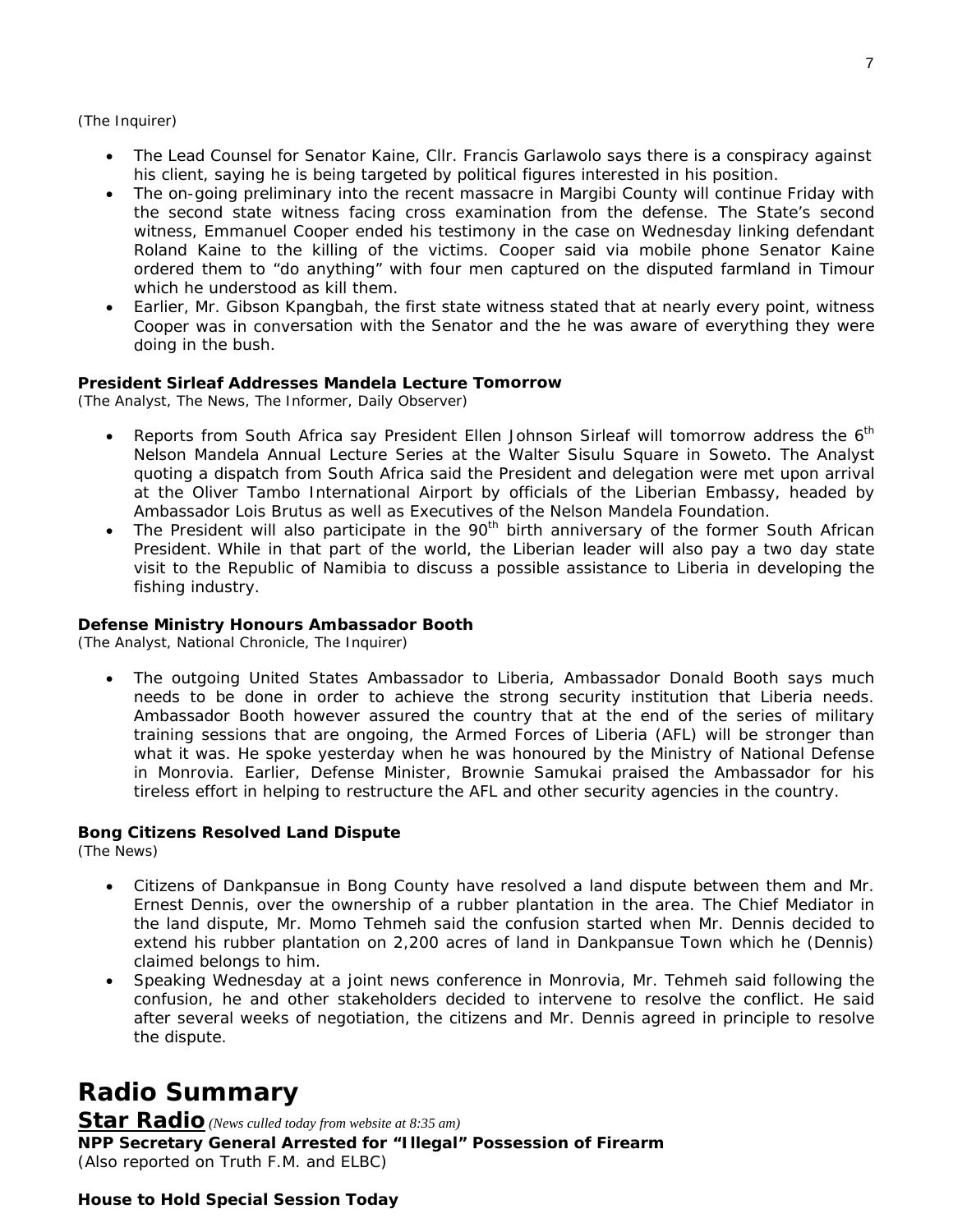(The Inquirer)

- The Lead Counsel for Senator Kaine, Cllr. Francis Garlawolo says there is a conspiracy against his client, saying he is being targeted by political figures interested in his position.
- The on-going preliminary into the recent massacre in Margibi County will continue Friday with the second state witness facing cross examination from the defense. The State's second witness, Emmanuel Cooper ended his testimony in the case on Wednesday linking defendant Roland Kaine to the killing of the victims. Cooper said via mobile phone Senator Kaine ordered them to "do anything" with four men captured on the disputed farmland in Timour which he understood as kill them.
- Earlier, Mr. Gibson Kpangbah, the first state witness stated that at nearly every point, witness Cooper was in conversation with the Senator and the he was aware of everything they were doing in the bush.

**President Sirleaf Addresses Mandela Lecture Tomorrow**
(The Analyst, The News, The Informer, Daily Observer)

- Reports from South Africa say President Ellen Johnson Sirleaf will tomorrow address the 6th Nelson Mandela Annual Lecture Series at the Walter Sisulu Square in Soweto. The Analyst quoting a dispatch from South Africa said the President and delegation were met upon arrival at the Oliver Tambo International Airport by officials of the Liberian Embassy, headed by Ambassador Lois Brutus as well as Executives of the Nelson Mandela Foundation.
- The President will also participate in the 90th birth anniversary of the former South African President. While in that part of the world, the Liberian leader will also pay a two day state visit to the Republic of Namibia to discuss a possible assistance to Liberia in developing the fishing industry.

**Defense Ministry Honours Ambassador Booth**
(The Analyst, National Chronicle, The Inquirer)

- The outgoing United States Ambassador to Liberia, Ambassador Donald Booth says much needs to be done in order to achieve the strong security institution that Liberia needs. Ambassador Booth however assured the country that at the end of the series of military training sessions that are ongoing, the Armed Forces of Liberia (AFL) will be stronger than what it was. He spoke yesterday when he was honoured by the Ministry of National Defense in Monrovia. Earlier, Defense Minister, Brownie Samukai praised the Ambassador for his tireless effort in helping to restructure the AFL and other security agencies in the country.

**Bong Citizens Resolved Land Dispute**
(The News)

- Citizens of Dankpansue in Bong County have resolved a land dispute between them and Mr. Ernest Dennis, over the ownership of a rubber plantation in the area. The Chief Mediator in the land dispute, Mr. Momo Tehmeh said the confusion started when Mr. Dennis decided to extend his rubber plantation on 2,200 acres of land in Dankpansue Town which he (Dennis) claimed belongs to him.
- Speaking Wednesday at a joint news conference in Monrovia, Mr. Tehmeh said following the confusion, he and other stakeholders decided to intervene to resolve the conflict. He said after several weeks of negotiation, the citizens and Mr. Dennis agreed in principle to resolve the dispute.

# Radio Summary

**Star Radio** *(News culled today from website at 8:35 am)*

**NPP Secretary General Arrested for "Illegal" Possession of Firearm**
(Also reported on Truth F.M. and ELBC)

**House to Hold Special Session Today**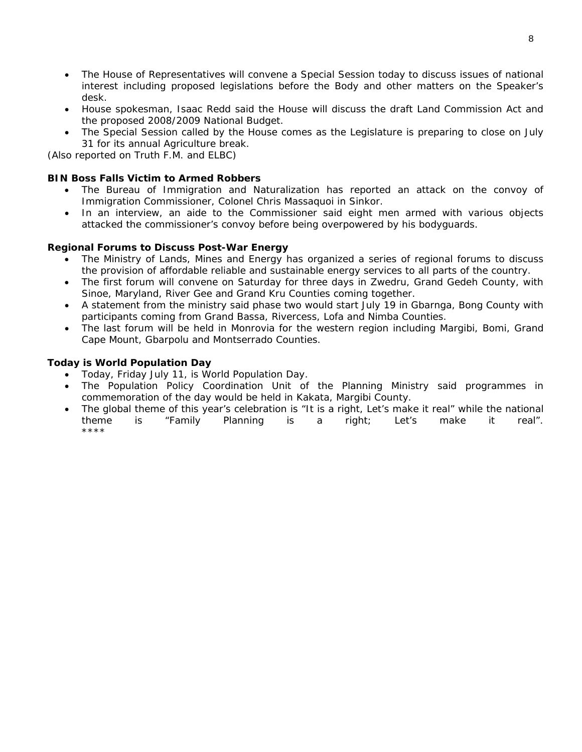- The House of Representatives will convene a Special Session today to discuss issues of national interest including proposed legislations before the Body and other matters on the Speaker's desk.
- House spokesman, Isaac Redd said the House will discuss the draft Land Commission Act and the proposed 2008/2009 National Budget.
- The Special Session called by the House comes as the Legislature is preparing to close on July 31 for its annual Agriculture break.

(Also reported on Truth F.M. and ELBC)

**BIN Boss Falls Victim to Armed Robbers**

- The Bureau of Immigration and Naturalization has reported an attack on the convoy of Immigration Commissioner, Colonel Chris Massaquoi in Sinkor.
- In an interview, an aide to the Commissioner said eight men armed with various objects attacked the commissioner's convoy before being overpowered by his bodyguards.

**Regional Forums to Discuss Post-War Energy**

- The Ministry of Lands, Mines and Energy has organized a series of regional forums to discuss the provision of affordable reliable and sustainable energy services to all parts of the country.
- The first forum will convene on Saturday for three days in Zwedru, Grand Gedeh County, with Sinoe, Maryland, River Gee and Grand Kru Counties coming together.
- A statement from the ministry said phase two would start July 19 in Gbarnga, Bong County with participants coming from Grand Bassa, Rivercess, Lofa and Nimba Counties.
- The last forum will be held in Monrovia for the western region including Margibi, Bomi, Grand Cape Mount, Gbarpolu and Montserrado Counties.

**Today is World Population Day**

- Today, Friday July 11, is World Population Day.
- The Population Policy Coordination Unit of the Planning Ministry said programmes in commemoration of the day would be held in Kakata, Margibi County.
- The global theme of this year's celebration is "It is a right, Let's make it real" while the national theme is "Family Planning is a right; Let's make it real".

****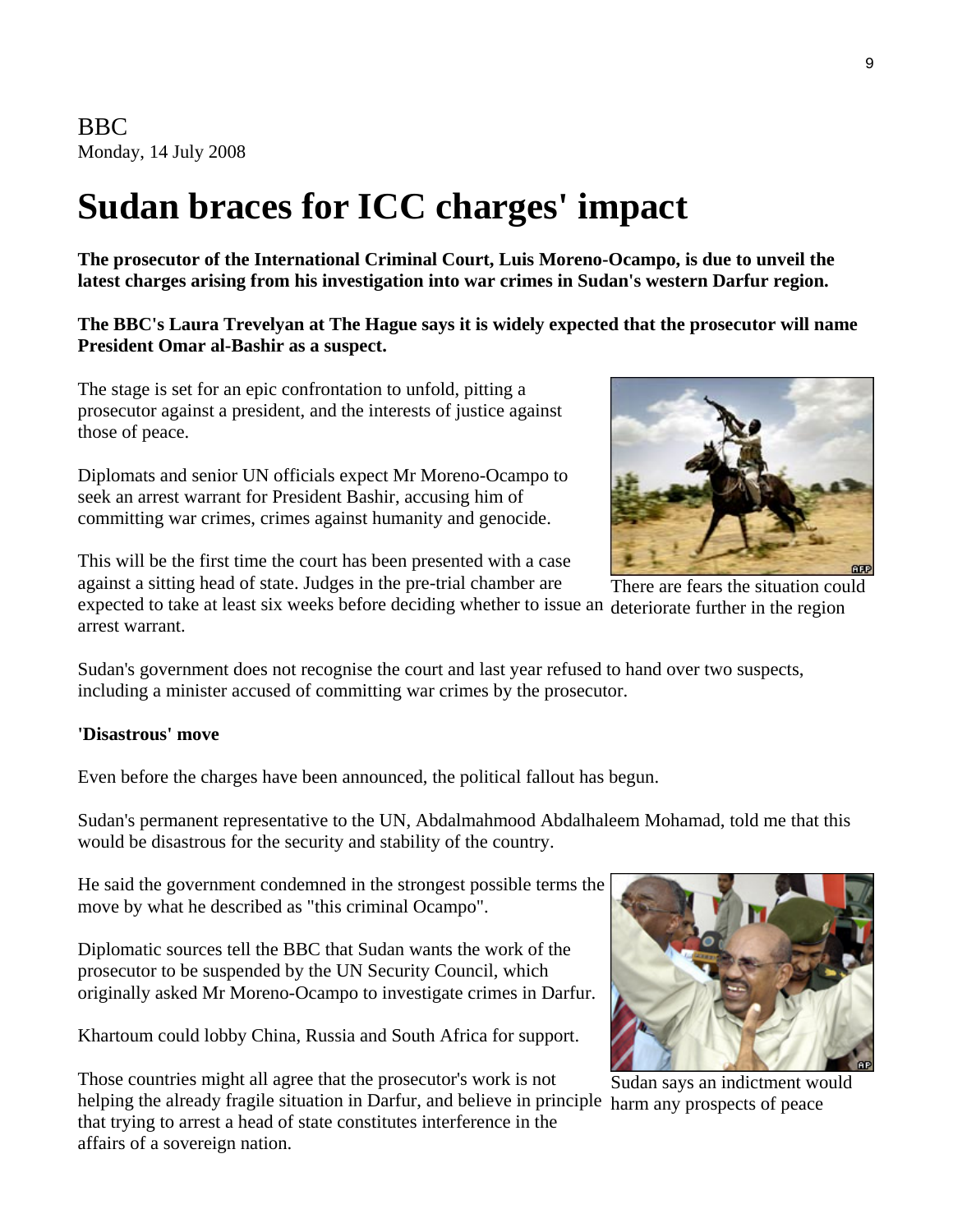BBC
Monday, 14 July 2008

# Sudan braces for ICC charges' impact

**The prosecutor of the International Criminal Court, Luis Moreno-Ocampo, is due to unveil the latest charges arising from his investigation into war crimes in Sudan's western Darfur region.**

**The BBC's Laura Trevelyan at The Hague says it is widely expected that the prosecutor will name President Omar al-Bashir as a suspect.**

The stage is set for an epic confrontation to unfold, pitting a prosecutor against a president, and the interests of justice against those of peace.

Diplomats and senior UN officials expect Mr Moreno-Ocampo to seek an arrest warrant for President Bashir, accusing him of committing war crimes, crimes against humanity and genocide.

This will be the first time the court has been presented with a case against a sitting head of state. Judges in the pre-trial chamber are expected to take at least six weeks before deciding whether to issue an arrest warrant.

There are fears the situation could deteriorate further in the region

Sudan's government does not recognise the court and last year refused to hand over two suspects, including a minister accused of committing war crimes by the prosecutor.

**'Disastrous' move**

Even before the charges have been announced, the political fallout has begun.

Sudan's permanent representative to the UN, Abdalmahmood Abdalhaleem Mohamad, told me that this would be disastrous for the security and stability of the country.

He said the government condemned in the strongest possible terms the move by what he described as "this criminal Ocampo".

Diplomatic sources tell the BBC that Sudan wants the work of the prosecutor to be suspended by the UN Security Council, which originally asked Mr Moreno-Ocampo to investigate crimes in Darfur.

Khartoum could lobby China, Russia and South Africa for support.

Sudan says an indictment would harm any prospects of peace

Those countries might all agree that the prosecutor's work is not helping the already fragile situation in Darfur, and believe in principle that trying to arrest a head of state constitutes interference in the affairs of a sovereign nation.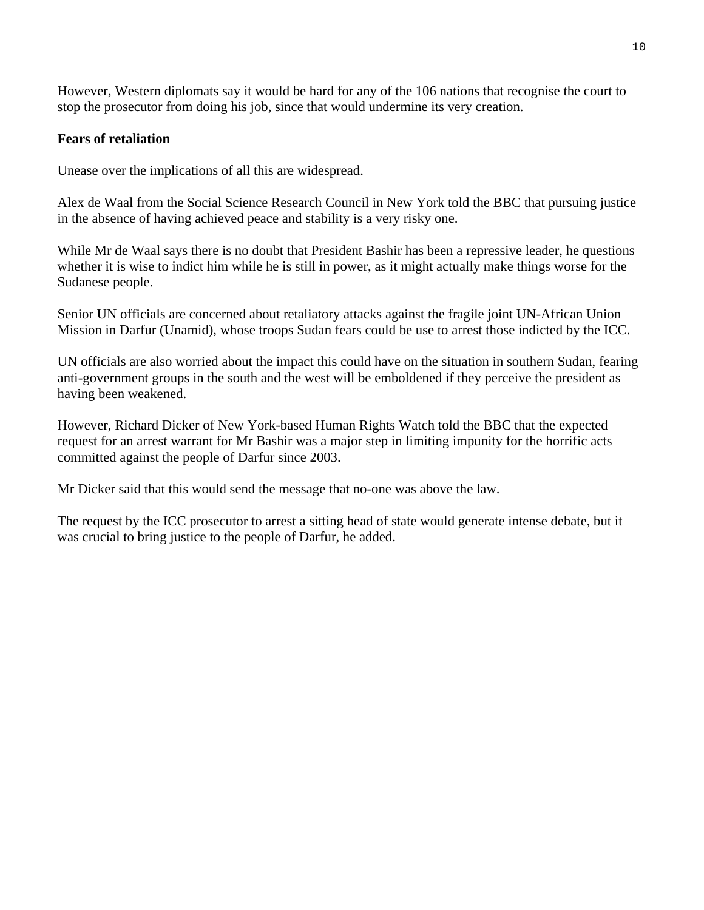However, Western diplomats say it would be hard for any of the 106 nations that recognise the court to stop the prosecutor from doing his job, since that would undermine its very creation.

**Fears of retaliation**

Unease over the implications of all this are widespread.

Alex de Waal from the Social Science Research Council in New York told the BBC that pursuing justice in the absence of having achieved peace and stability is a very risky one.

While Mr de Waal says there is no doubt that President Bashir has been a repressive leader, he questions whether it is wise to indict him while he is still in power, as it might actually make things worse for the Sudanese people.

Senior UN officials are concerned about retaliatory attacks against the fragile joint UN-African Union Mission in Darfur (Unamid), whose troops Sudan fears could be use to arrest those indicted by the ICC.

UN officials are also worried about the impact this could have on the situation in southern Sudan, fearing anti-government groups in the south and the west will be emboldened if they perceive the president as having been weakened.

However, Richard Dicker of New York-based Human Rights Watch told the BBC that the expected request for an arrest warrant for Mr Bashir was a major step in limiting impunity for the horrific acts committed against the people of Darfur since 2003.

Mr Dicker said that this would send the message that no-one was above the law.

The request by the ICC prosecutor to arrest a sitting head of state would generate intense debate, but it was crucial to bring justice to the people of Darfur, he added.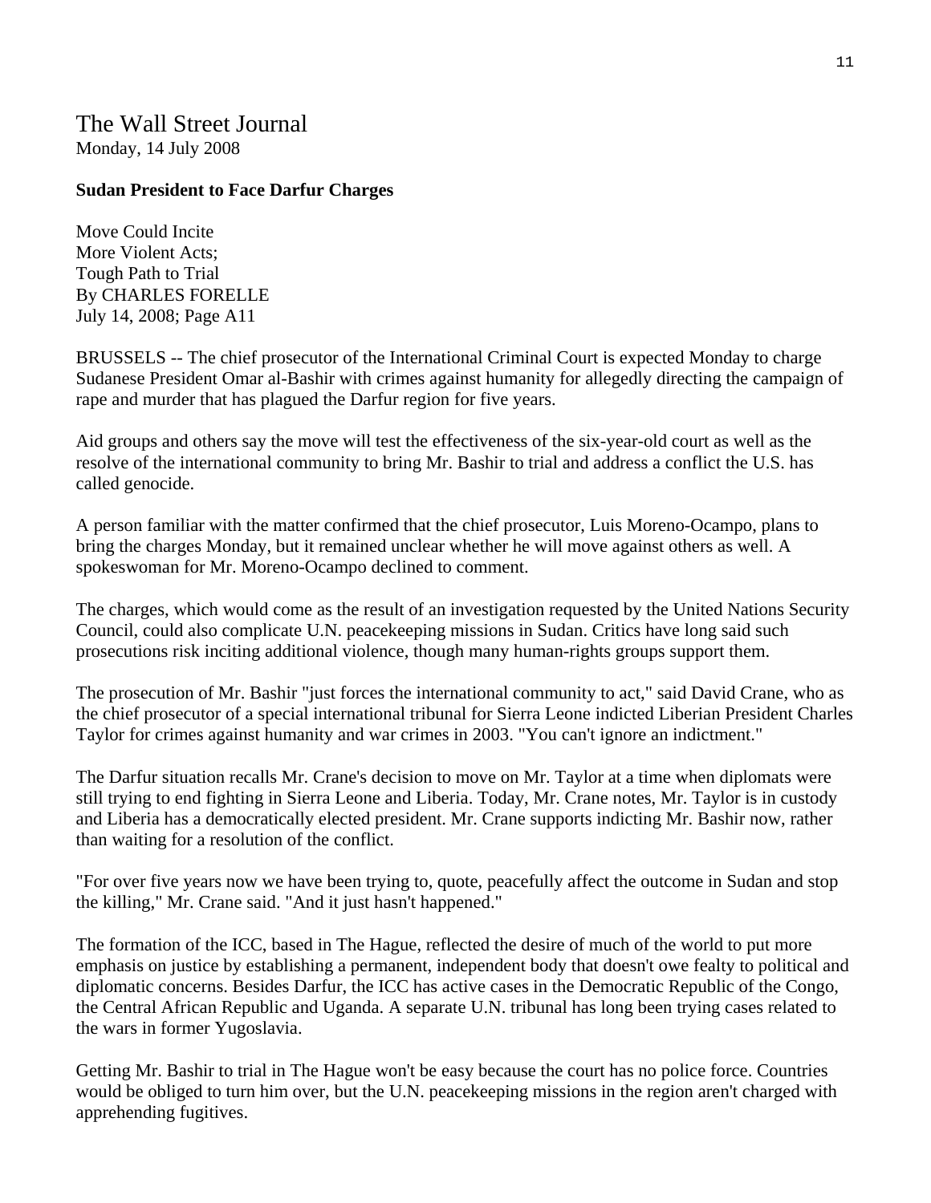# The Wall Street Journal

Monday, 14 July 2008

**Sudan President to Face Darfur Charges**

Move Could Incite
More Violent Acts;
Tough Path to Trial
By CHARLES FORELLE
July 14, 2008; Page A11

BRUSSELS -- The chief prosecutor of the International Criminal Court is expected Monday to charge Sudanese President Omar al-Bashir with crimes against humanity for allegedly directing the campaign of rape and murder that has plagued the Darfur region for five years.

Aid groups and others say the move will test the effectiveness of the six-year-old court as well as the resolve of the international community to bring Mr. Bashir to trial and address a conflict the U.S. has called genocide.

A person familiar with the matter confirmed that the chief prosecutor, Luis Moreno-Ocampo, plans to bring the charges Monday, but it remained unclear whether he will move against others as well. A spokeswoman for Mr. Moreno-Ocampo declined to comment.

The charges, which would come as the result of an investigation requested by the United Nations Security Council, could also complicate U.N. peacekeeping missions in Sudan. Critics have long said such prosecutions risk inciting additional violence, though many human-rights groups support them.

The prosecution of Mr. Bashir "just forces the international community to act," said David Crane, who as the chief prosecutor of a special international tribunal for Sierra Leone indicted Liberian President Charles Taylor for crimes against humanity and war crimes in 2003. "You can't ignore an indictment."

The Darfur situation recalls Mr. Crane's decision to move on Mr. Taylor at a time when diplomats were still trying to end fighting in Sierra Leone and Liberia. Today, Mr. Crane notes, Mr. Taylor is in custody and Liberia has a democratically elected president. Mr. Crane supports indicting Mr. Bashir now, rather than waiting for a resolution of the conflict.

"For over five years now we have been trying to, quote, peacefully affect the outcome in Sudan and stop the killing," Mr. Crane said. "And it just hasn't happened."

The formation of the ICC, based in The Hague, reflected the desire of much of the world to put more emphasis on justice by establishing a permanent, independent body that doesn't owe fealty to political and diplomatic concerns. Besides Darfur, the ICC has active cases in the Democratic Republic of the Congo, the Central African Republic and Uganda. A separate U.N. tribunal has long been trying cases related to the wars in former Yugoslavia.

Getting Mr. Bashir to trial in The Hague won't be easy because the court has no police force. Countries would be obliged to turn him over, but the U.N. peacekeeping missions in the region aren't charged with apprehending fugitives.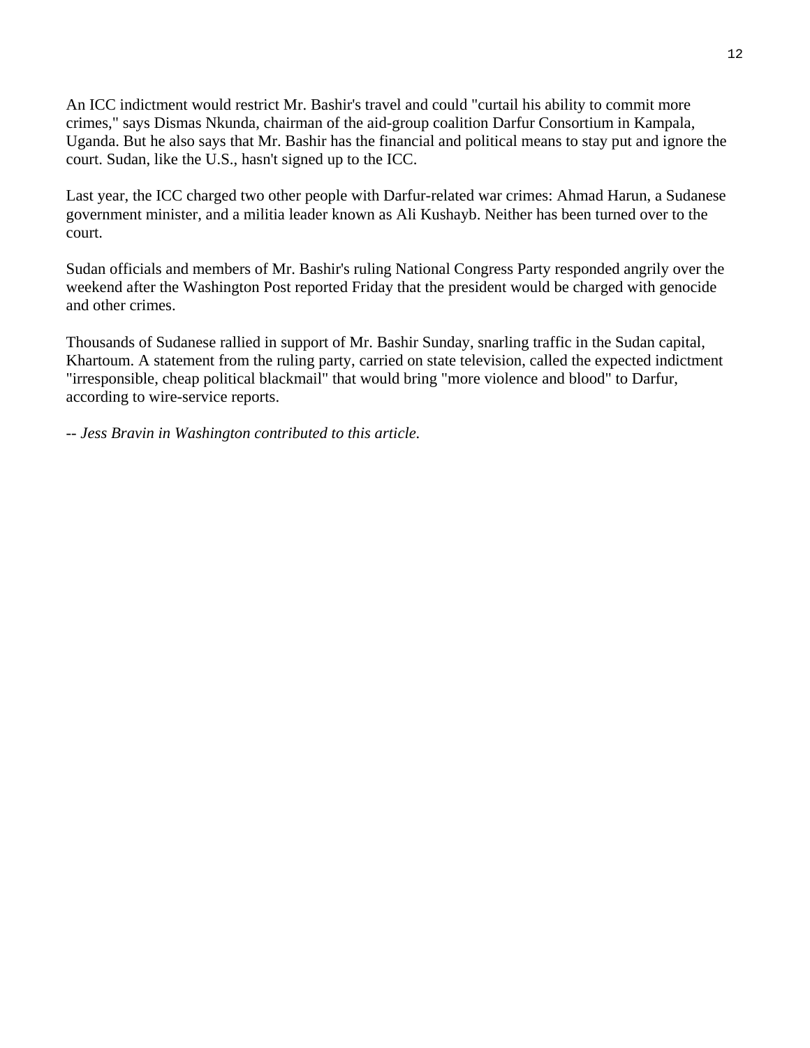An ICC indictment would restrict Mr. Bashir's travel and could "curtail his ability to commit more crimes," says Dismas Nkunda, chairman of the aid-group coalition Darfur Consortium in Kampala, Uganda. But he also says that Mr. Bashir has the financial and political means to stay put and ignore the court. Sudan, like the U.S., hasn't signed up to the ICC.

Last year, the ICC charged two other people with Darfur-related war crimes: Ahmad Harun, a Sudanese government minister, and a militia leader known as Ali Kushayb. Neither has been turned over to the court.

Sudan officials and members of Mr. Bashir's ruling National Congress Party responded angrily over the weekend after the Washington Post reported Friday that the president would be charged with genocide and other crimes.

Thousands of Sudanese rallied in support of Mr. Bashir Sunday, snarling traffic in the Sudan capital, Khartoum. A statement from the ruling party, carried on state television, called the expected indictment "irresponsible, cheap political blackmail" that would bring "more violence and blood" to Darfur, according to wire-service reports.

-- *Jess Bravin in Washington contributed to this article.*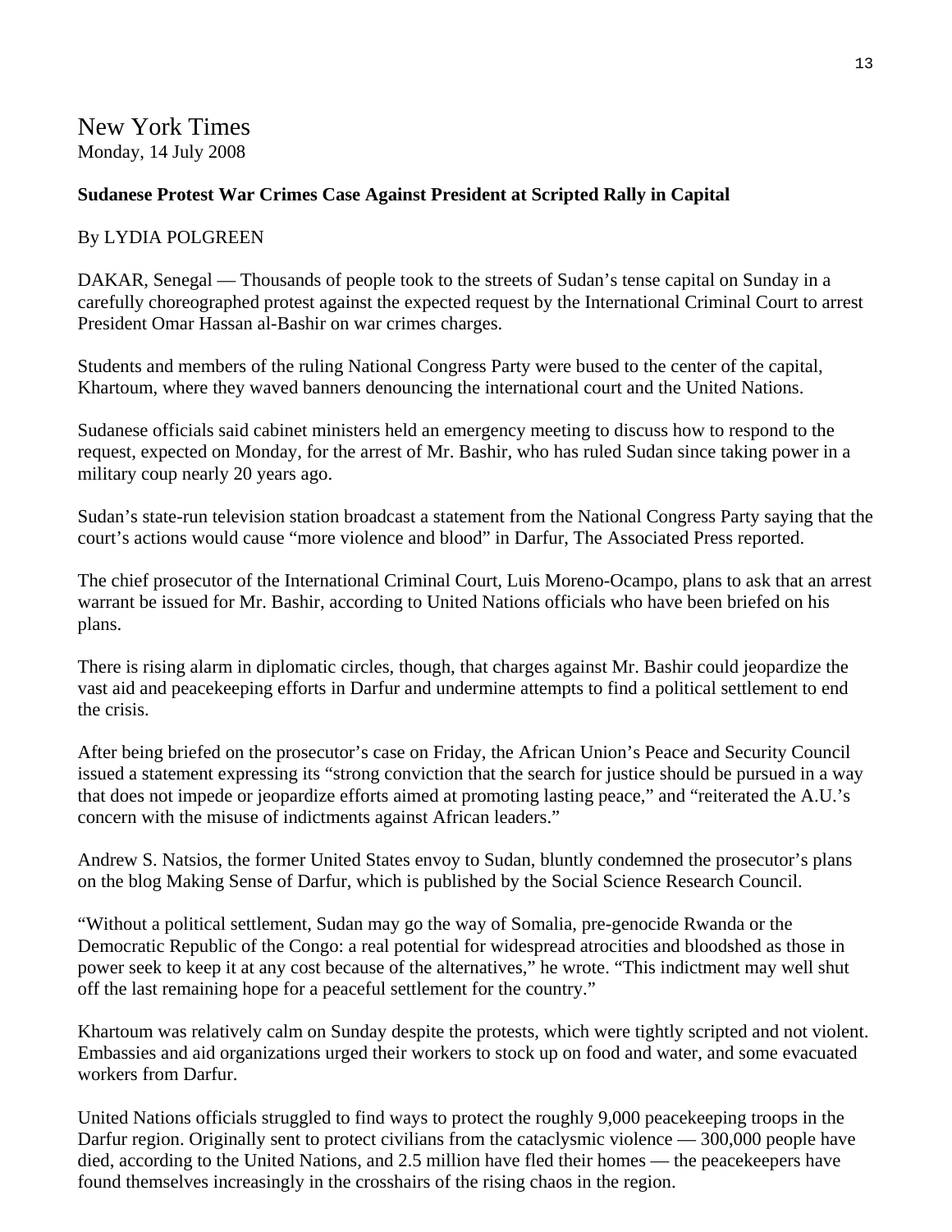New York Times
Monday, 14 July 2008

**Sudanese Protest War Crimes Case Against President at Scripted Rally in Capital**

By LYDIA POLGREEN

DAKAR, Senegal — Thousands of people took to the streets of Sudan's tense capital on Sunday in a carefully choreographed protest against the expected request by the International Criminal Court to arrest President Omar Hassan al-Bashir on war crimes charges.

Students and members of the ruling National Congress Party were bused to the center of the capital, Khartoum, where they waved banners denouncing the international court and the United Nations.

Sudanese officials said cabinet ministers held an emergency meeting to discuss how to respond to the request, expected on Monday, for the arrest of Mr. Bashir, who has ruled Sudan since taking power in a military coup nearly 20 years ago.

Sudan's state-run television station broadcast a statement from the National Congress Party saying that the court's actions would cause "more violence and blood" in Darfur, The Associated Press reported.

The chief prosecutor of the International Criminal Court, Luis Moreno-Ocampo, plans to ask that an arrest warrant be issued for Mr. Bashir, according to United Nations officials who have been briefed on his plans.

There is rising alarm in diplomatic circles, though, that charges against Mr. Bashir could jeopardize the vast aid and peacekeeping efforts in Darfur and undermine attempts to find a political settlement to end the crisis.

After being briefed on the prosecutor's case on Friday, the African Union's Peace and Security Council issued a statement expressing its "strong conviction that the search for justice should be pursued in a way that does not impede or jeopardize efforts aimed at promoting lasting peace," and "reiterated the A.U.'s concern with the misuse of indictments against African leaders."

Andrew S. Natsios, the former United States envoy to Sudan, bluntly condemned the prosecutor's plans on the blog Making Sense of Darfur, which is published by the Social Science Research Council.

"Without a political settlement, Sudan may go the way of Somalia, pre-genocide Rwanda or the Democratic Republic of the Congo: a real potential for widespread atrocities and bloodshed as those in power seek to keep it at any cost because of the alternatives," he wrote. "This indictment may well shut off the last remaining hope for a peaceful settlement for the country."

Khartoum was relatively calm on Sunday despite the protests, which were tightly scripted and not violent. Embassies and aid organizations urged their workers to stock up on food and water, and some evacuated workers from Darfur.

United Nations officials struggled to find ways to protect the roughly 9,000 peacekeeping troops in the Darfur region. Originally sent to protect civilians from the cataclysmic violence — 300,000 people have died, according to the United Nations, and 2.5 million have fled their homes — the peacekeepers have found themselves increasingly in the crosshairs of the rising chaos in the region.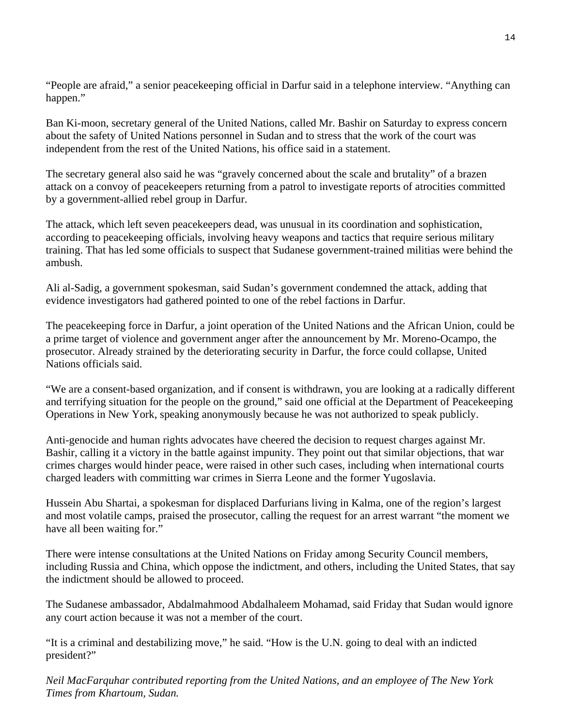"People are afraid," a senior peacekeeping official in Darfur said in a telephone interview. "Anything can happen."

Ban Ki-moon, secretary general of the United Nations, called Mr. Bashir on Saturday to express concern about the safety of United Nations personnel in Sudan and to stress that the work of the court was independent from the rest of the United Nations, his office said in a statement.

The secretary general also said he was "gravely concerned about the scale and brutality" of a brazen attack on a convoy of peacekeepers returning from a patrol to investigate reports of atrocities committed by a government-allied rebel group in Darfur.

The attack, which left seven peacekeepers dead, was unusual in its coordination and sophistication, according to peacekeeping officials, involving heavy weapons and tactics that require serious military training. That has led some officials to suspect that Sudanese government-trained militias were behind the ambush.

Ali al-Sadig, a government spokesman, said Sudan's government condemned the attack, adding that evidence investigators had gathered pointed to one of the rebel factions in Darfur.

The peacekeeping force in Darfur, a joint operation of the United Nations and the African Union, could be a prime target of violence and government anger after the announcement by Mr. Moreno-Ocampo, the prosecutor. Already strained by the deteriorating security in Darfur, the force could collapse, United Nations officials said.

"We are a consent-based organization, and if consent is withdrawn, you are looking at a radically different and terrifying situation for the people on the ground," said one official at the Department of Peacekeeping Operations in New York, speaking anonymously because he was not authorized to speak publicly.

Anti-genocide and human rights advocates have cheered the decision to request charges against Mr. Bashir, calling it a victory in the battle against impunity. They point out that similar objections, that war crimes charges would hinder peace, were raised in other such cases, including when international courts charged leaders with committing war crimes in Sierra Leone and the former Yugoslavia.

Hussein Abu Shartai, a spokesman for displaced Darfurians living in Kalma, one of the region's largest and most volatile camps, praised the prosecutor, calling the request for an arrest warrant "the moment we have all been waiting for."

There were intense consultations at the United Nations on Friday among Security Council members, including Russia and China, which oppose the indictment, and others, including the United States, that say the indictment should be allowed to proceed.

The Sudanese ambassador, Abdalmahmood Abdalhaleem Mohamad, said Friday that Sudan would ignore any court action because it was not a member of the court.

"It is a criminal and destabilizing move," he said. "How is the U.N. going to deal with an indicted president?"

*Neil MacFarquhar contributed reporting from the United Nations, and an employee of The New York Times from Khartoum, Sudan.*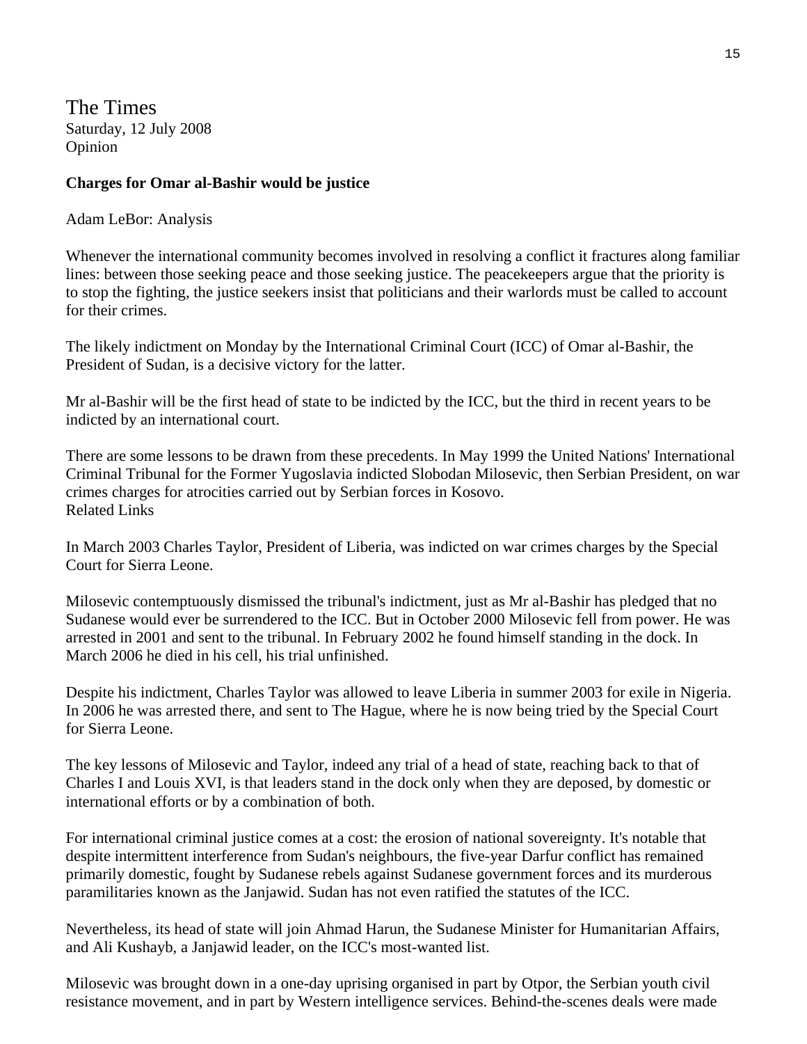The Times
Saturday, 12 July 2008
Opinion

**Charges for Omar al-Bashir would be justice**

Adam LeBor: Analysis

Whenever the international community becomes involved in resolving a conflict it fractures along familiar lines: between those seeking peace and those seeking justice. The peacekeepers argue that the priority is to stop the fighting, the justice seekers insist that politicians and their warlords must be called to account for their crimes.

The likely indictment on Monday by the International Criminal Court (ICC) of Omar al-Bashir, the President of Sudan, is a decisive victory for the latter.

Mr al-Bashir will be the first head of state to be indicted by the ICC, but the third in recent years to be indicted by an international court.

There are some lessons to be drawn from these precedents. In May 1999 the United Nations' International Criminal Tribunal for the Former Yugoslavia indicted Slobodan Milosevic, then Serbian President, on war crimes charges for atrocities carried out by Serbian forces in Kosovo.
Related Links

In March 2003 Charles Taylor, President of Liberia, was indicted on war crimes charges by the Special Court for Sierra Leone.

Milosevic contemptuously dismissed the tribunal's indictment, just as Mr al-Bashir has pledged that no Sudanese would ever be surrendered to the ICC. But in October 2000 Milosevic fell from power. He was arrested in 2001 and sent to the tribunal. In February 2002 he found himself standing in the dock. In March 2006 he died in his cell, his trial unfinished.

Despite his indictment, Charles Taylor was allowed to leave Liberia in summer 2003 for exile in Nigeria. In 2006 he was arrested there, and sent to The Hague, where he is now being tried by the Special Court for Sierra Leone.

The key lessons of Milosevic and Taylor, indeed any trial of a head of state, reaching back to that of Charles I and Louis XVI, is that leaders stand in the dock only when they are deposed, by domestic or international efforts or by a combination of both.

For international criminal justice comes at a cost: the erosion of national sovereignty. It's notable that despite intermittent interference from Sudan's neighbours, the five-year Darfur conflict has remained primarily domestic, fought by Sudanese rebels against Sudanese government forces and its murderous paramilitaries known as the Janjawid. Sudan has not even ratified the statutes of the ICC.

Nevertheless, its head of state will join Ahmad Harun, the Sudanese Minister for Humanitarian Affairs, and Ali Kushayb, a Janjawid leader, on the ICC's most-wanted list.

Milosevic was brought down in a one-day uprising organised in part by Otpor, the Serbian youth civil resistance movement, and in part by Western intelligence services. Behind-the-scenes deals were made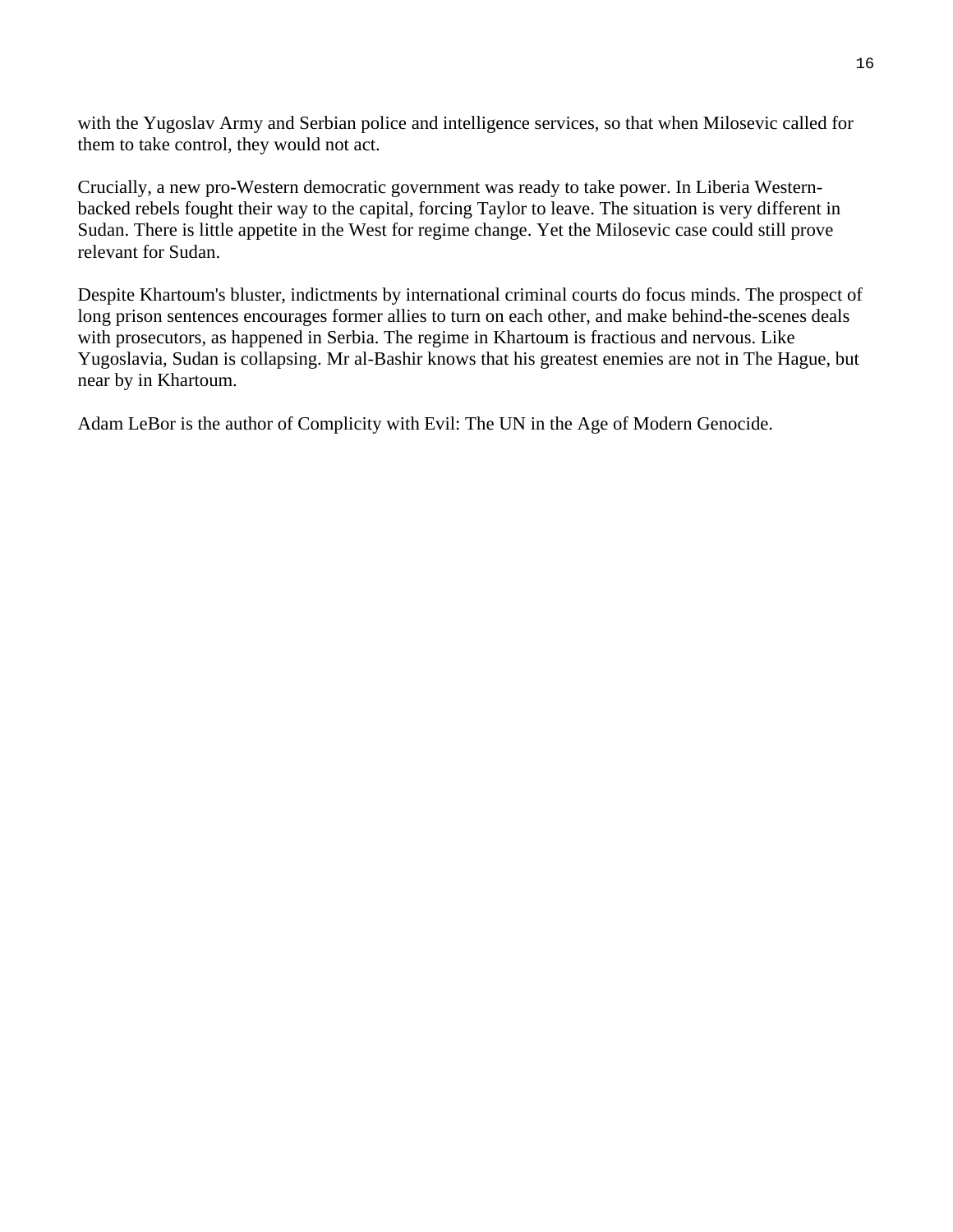with the Yugoslav Army and Serbian police and intelligence services, so that when Milosevic called for them to take control, they would not act.

Crucially, a new pro-Western democratic government was ready to take power. In Liberia Western-backed rebels fought their way to the capital, forcing Taylor to leave. The situation is very different in Sudan. There is little appetite in the West for regime change. Yet the Milosevic case could still prove relevant for Sudan.

Despite Khartoum's bluster, indictments by international criminal courts do focus minds. The prospect of long prison sentences encourages former allies to turn on each other, and make behind-the-scenes deals with prosecutors, as happened in Serbia. The regime in Khartoum is fractious and nervous. Like Yugoslavia, Sudan is collapsing. Mr al-Bashir knows that his greatest enemies are not in The Hague, but near by in Khartoum.

Adam LeBor is the author of Complicity with Evil: The UN in the Age of Modern Genocide.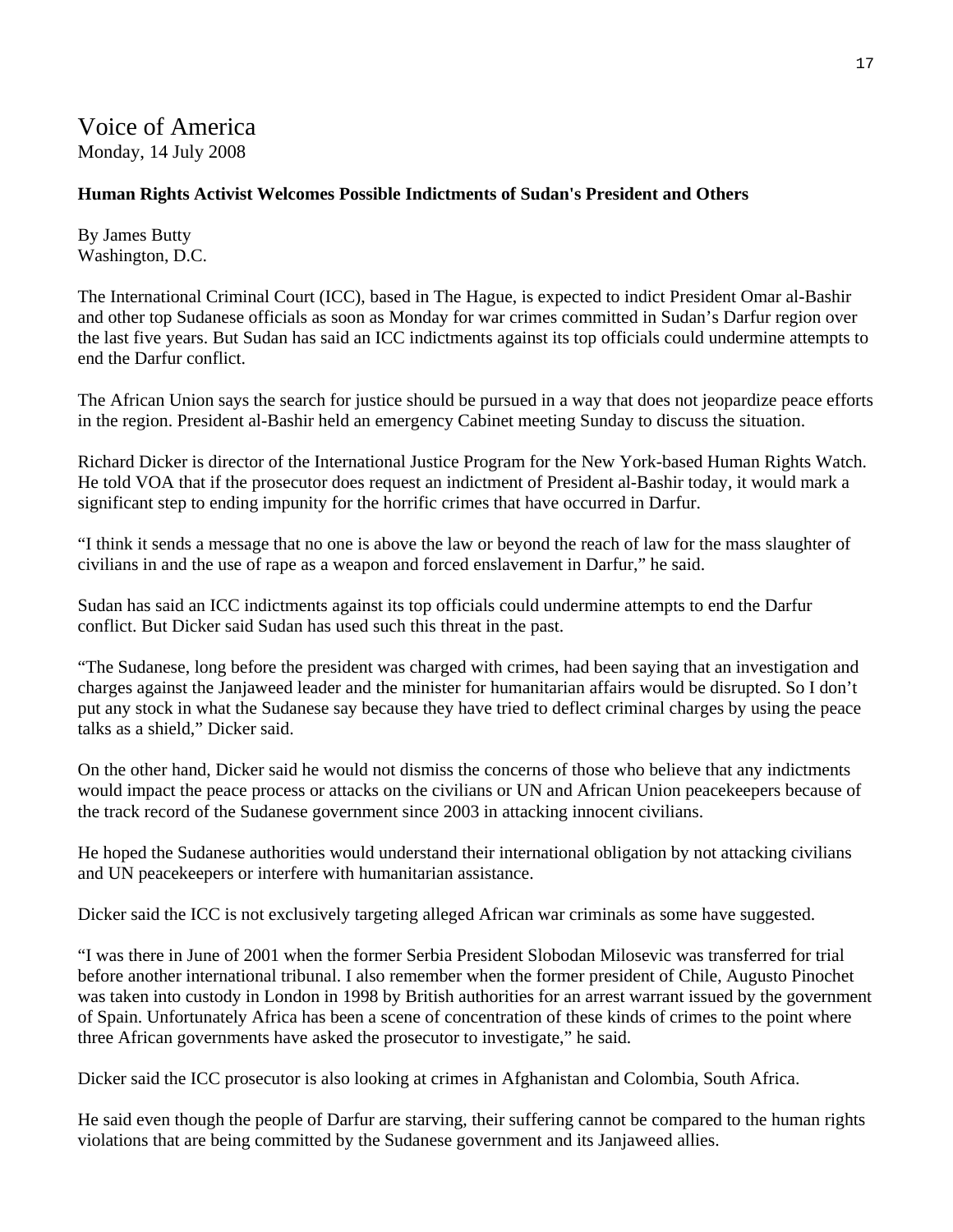# Voice of America

Monday, 14 July 2008

**Human Rights Activist Welcomes Possible Indictments of Sudan's President and Others**

By James Butty
Washington, D.C.

The International Criminal Court (ICC), based in The Hague, is expected to indict President Omar al-Bashir and other top Sudanese officials as soon as Monday for war crimes committed in Sudan's Darfur region over the last five years. But Sudan has said an ICC indictments against its top officials could undermine attempts to end the Darfur conflict.

The African Union says the search for justice should be pursued in a way that does not jeopardize peace efforts in the region. President al-Bashir held an emergency Cabinet meeting Sunday to discuss the situation.

Richard Dicker is director of the International Justice Program for the New York-based Human Rights Watch. He told VOA that if the prosecutor does request an indictment of President al-Bashir today, it would mark a significant step to ending impunity for the horrific crimes that have occurred in Darfur.

"I think it sends a message that no one is above the law or beyond the reach of law for the mass slaughter of civilians in and the use of rape as a weapon and forced enslavement in Darfur," he said.

Sudan has said an ICC indictments against its top officials could undermine attempts to end the Darfur conflict. But Dicker said Sudan has used such this threat in the past.

"The Sudanese, long before the president was charged with crimes, had been saying that an investigation and charges against the Janjaweed leader and the minister for humanitarian affairs would be disrupted. So I don't put any stock in what the Sudanese say because they have tried to deflect criminal charges by using the peace talks as a shield," Dicker said.

On the other hand, Dicker said he would not dismiss the concerns of those who believe that any indictments would impact the peace process or attacks on the civilians or UN and African Union peacekeepers because of the track record of the Sudanese government since 2003 in attacking innocent civilians.

He hoped the Sudanese authorities would understand their international obligation by not attacking civilians and UN peacekeepers or interfere with humanitarian assistance.

Dicker said the ICC is not exclusively targeting alleged African war criminals as some have suggested.

"I was there in June of 2001 when the former Serbia President Slobodan Milosevic was transferred for trial before another international tribunal. I also remember when the former president of Chile, Augusto Pinochet was taken into custody in London in 1998 by British authorities for an arrest warrant issued by the government of Spain. Unfortunately Africa has been a scene of concentration of these kinds of crimes to the point where three African governments have asked the prosecutor to investigate," he said.

Dicker said the ICC prosecutor is also looking at crimes in Afghanistan and Colombia, South Africa.

He said even though the people of Darfur are starving, their suffering cannot be compared to the human rights violations that are being committed by the Sudanese government and its Janjaweed allies.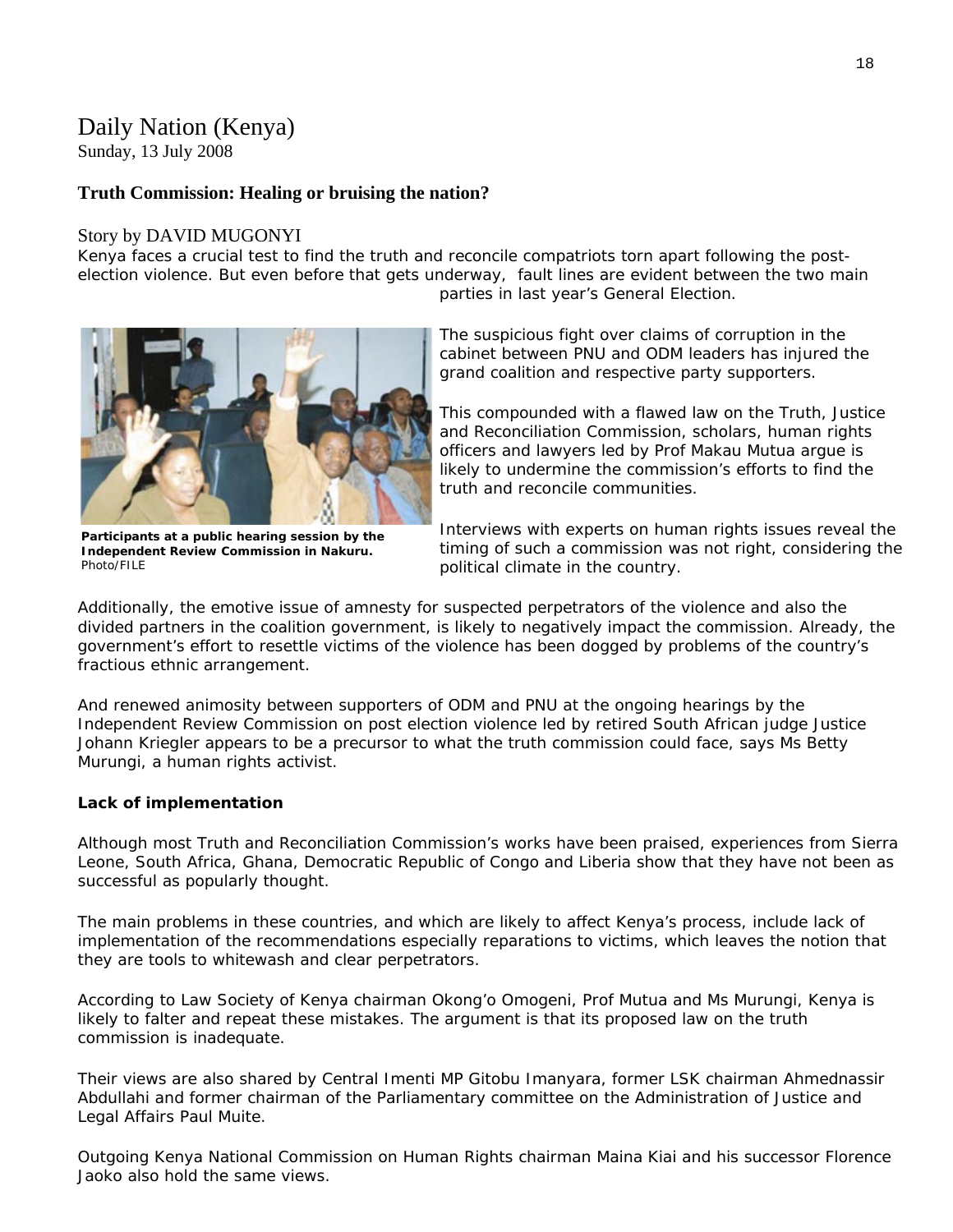# Daily Nation (Kenya)

Sunday, 13 July 2008

## Truth Commission: Healing or bruising the nation?

Story by DAVID MUGONYI

Kenya faces a crucial test to find the truth and reconcile compatriots torn apart following the post-election violence. But even before that gets underway, fault lines are evident between the two main parties in last year's General Election.

**Participants at a public hearing session by the Independent Review Commission in Nakuru.** *Photo/FILE*

The suspicious fight over claims of corruption in the cabinet between PNU and ODM leaders has injured the grand coalition and respective party supporters.

This compounded with a flawed law on the Truth, Justice and Reconciliation Commission, scholars, human rights officers and lawyers led by Prof Makau Mutua argue is likely to undermine the commission's efforts to find the truth and reconcile communities.

Interviews with experts on human rights issues reveal the timing of such a commission was not right, considering the political climate in the country.

Additionally, the emotive issue of amnesty for suspected perpetrators of the violence and also the divided partners in the coalition government, is likely to negatively impact the commission. Already, the government's effort to resettle victims of the violence has been dogged by problems of the country's fractious ethnic arrangement.

And renewed animosity between supporters of ODM and PNU at the ongoing hearings by the Independent Review Commission on post election violence led by retired South African judge Justice Johann Kriegler appears to be a precursor to what the truth commission could face, says Ms Betty Murungi, a human rights activist.

**Lack of implementation**

Although most Truth and Reconciliation Commission's works have been praised, experiences from Sierra Leone, South Africa, Ghana, Democratic Republic of Congo and Liberia show that they have not been as successful as popularly thought.

The main problems in these countries, and which are likely to affect Kenya's process, include lack of implementation of the recommendations especially reparations to victims, which leaves the notion that they are tools to whitewash and clear perpetrators.

According to Law Society of Kenya chairman Okong'o Omogeni, Prof Mutua and Ms Murungi, Kenya is likely to falter and repeat these mistakes. The argument is that its proposed law on the truth commission is inadequate.

Their views are also shared by Central Imenti MP Gitobu Imanyara, former LSK chairman Ahmednassir Abdullahi and former chairman of the Parliamentary committee on the Administration of Justice and Legal Affairs Paul Muite.

Outgoing Kenya National Commission on Human Rights chairman Maina Kiai and his successor Florence Jaoko also hold the same views.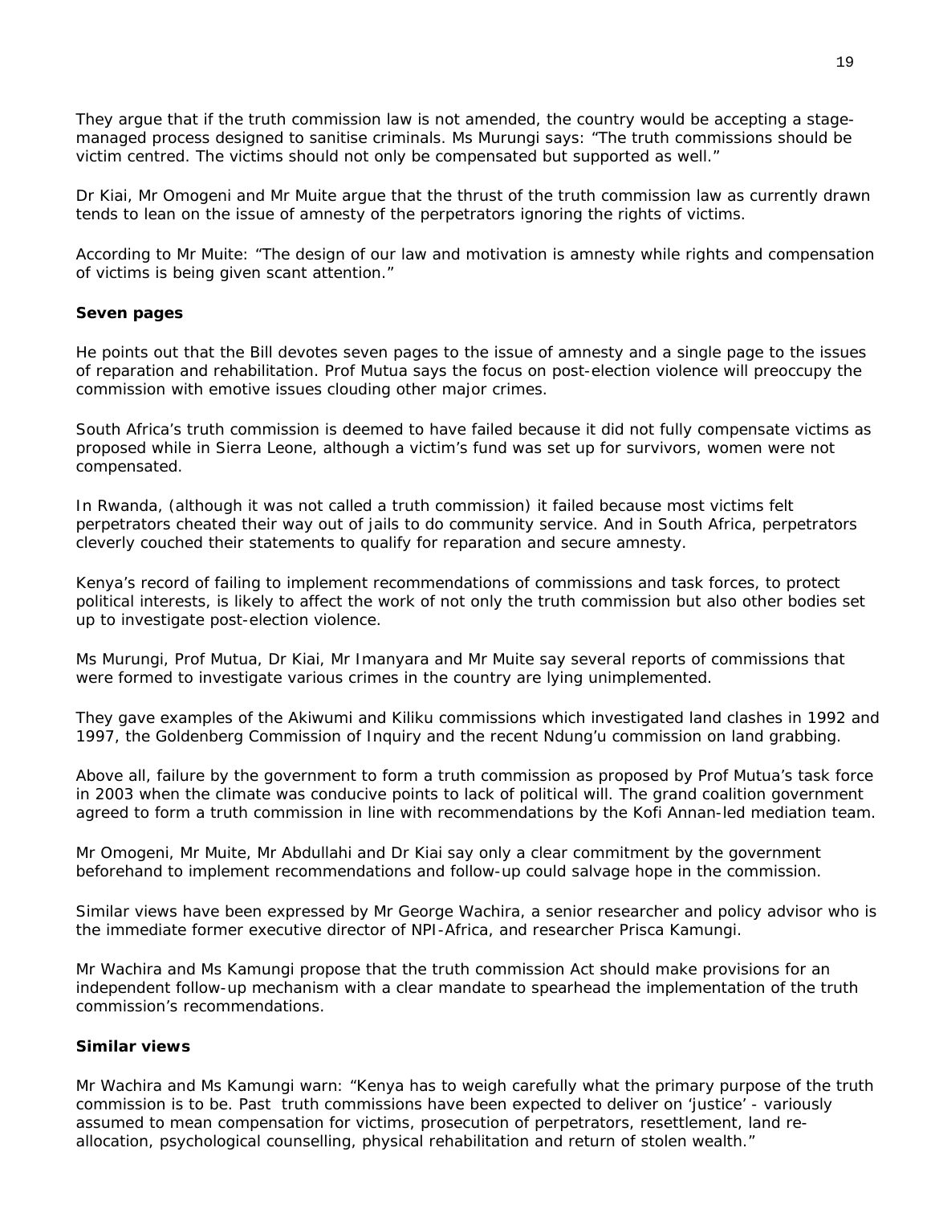They argue that if the truth commission law is not amended, the country would be accepting a stage-managed process designed to sanitise criminals. Ms Murungi says: "The truth commissions should be victim centred. The victims should not only be compensated but supported as well."

Dr Kiai, Mr Omogeni and Mr Muite argue that the thrust of the truth commission law as currently drawn tends to lean on the issue of amnesty of the perpetrators ignoring the rights of victims.

According to Mr Muite: "The design of our law and motivation is amnesty while rights and compensation of victims is being given scant attention."

**Seven pages**

He points out that the Bill devotes seven pages to the issue of amnesty and a single page to the issues of reparation and rehabilitation. Prof Mutua says the focus on post-election violence will preoccupy the commission with emotive issues clouding other major crimes.

South Africa's truth commission is deemed to have failed because it did not fully compensate victims as proposed while in Sierra Leone, although a victim's fund was set up for survivors, women were not compensated.

In Rwanda, (although it was not called a truth commission) it failed because most victims felt perpetrators cheated their way out of jails to do community service. And in South Africa, perpetrators cleverly couched their statements to qualify for reparation and secure amnesty.

Kenya's record of failing to implement recommendations of commissions and task forces, to protect political interests, is likely to affect the work of not only the truth commission but also other bodies set up to investigate post-election violence.

Ms Murungi, Prof Mutua, Dr Kiai, Mr Imanyara and Mr Muite say several reports of commissions that were formed to investigate various crimes in the country are lying unimplemented.

They gave examples of the Akiwumi and Kiliku commissions which investigated land clashes in 1992 and 1997, the Goldenberg Commission of Inquiry and the recent Ndung'u commission on land grabbing.

Above all, failure by the government to form a truth commission as proposed by Prof Mutua's task force in 2003 when the climate was conducive points to lack of political will. The grand coalition government agreed to form a truth commission in line with recommendations by the Kofi Annan-led mediation team.

Mr Omogeni, Mr Muite, Mr Abdullahi and Dr Kiai say only a clear commitment by the government beforehand to implement recommendations and follow-up could salvage hope in the commission.

Similar views have been expressed by Mr George Wachira, a senior researcher and policy advisor who is the immediate former executive director of NPI-Africa, and researcher Prisca Kamungi.

Mr Wachira and Ms Kamungi propose that the truth commission Act should make provisions for an independent follow-up mechanism with a clear mandate to spearhead the implementation of the truth commission's recommendations.

**Similar views**

Mr Wachira and Ms Kamungi warn: "Kenya has to weigh carefully what the primary purpose of the truth commission is to be. Past truth commissions have been expected to deliver on 'justice' - variously assumed to mean compensation for victims, prosecution of perpetrators, resettlement, land re-allocation, psychological counselling, physical rehabilitation and return of stolen wealth."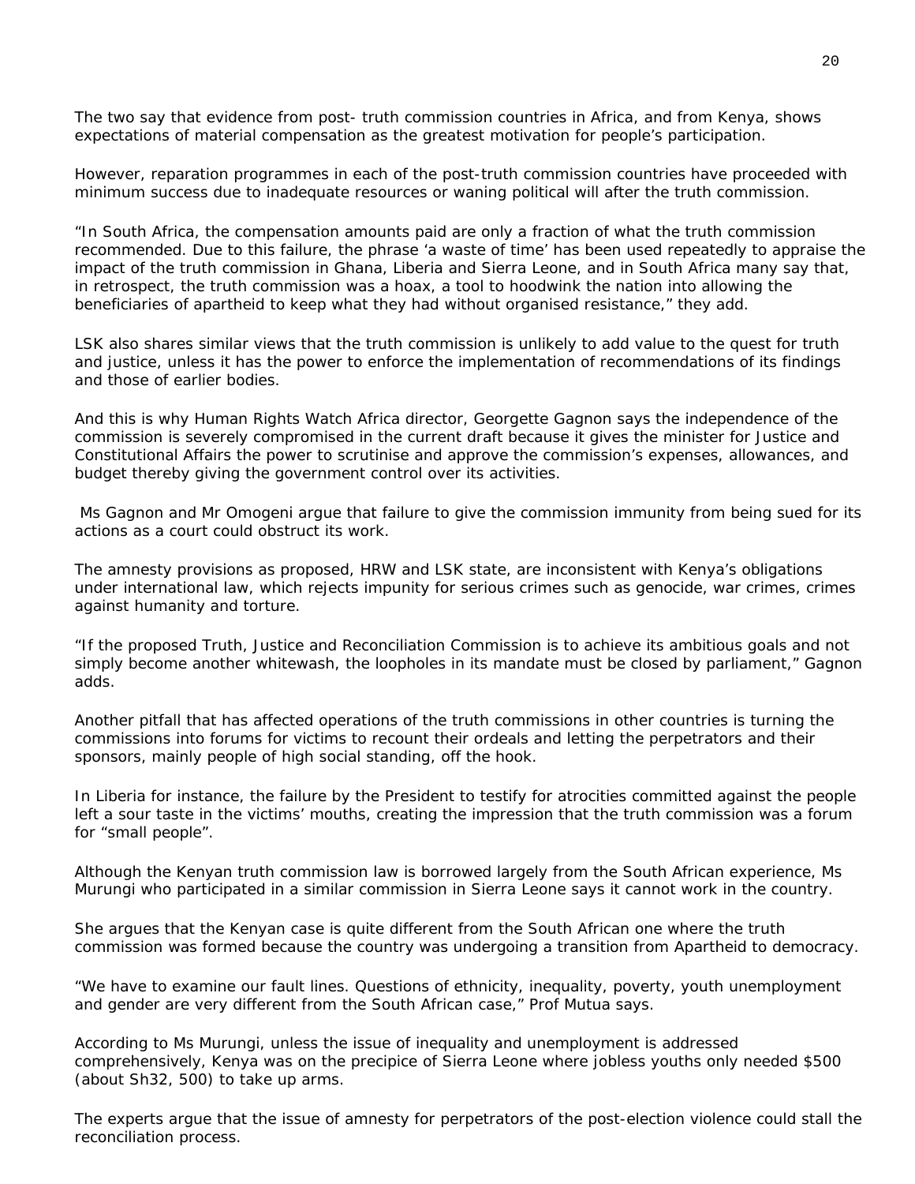The two say that evidence from post- truth commission countries in Africa, and from Kenya, shows expectations of material compensation as the greatest motivation for people's participation.

However, reparation programmes in each of the post-truth commission countries have proceeded with minimum success due to inadequate resources or waning political will after the truth commission.

"In South Africa, the compensation amounts paid are only a fraction of what the truth commission recommended. Due to this failure, the phrase 'a waste of time' has been used repeatedly to appraise the impact of the truth commission in Ghana, Liberia and Sierra Leone, and in South Africa many say that, in retrospect, the truth commission was a hoax, a tool to hoodwink the nation into allowing the beneficiaries of apartheid to keep what they had without organised resistance," they add.

LSK also shares similar views that the truth commission is unlikely to add value to the quest for truth and justice, unless it has the power to enforce the implementation of recommendations of its findings and those of earlier bodies.

And this is why Human Rights Watch Africa director, Georgette Gagnon says the independence of the commission is severely compromised in the current draft because it gives the minister for Justice and Constitutional Affairs the power to scrutinise and approve the commission's expenses, allowances, and budget thereby giving the government control over its activities.

Ms Gagnon and Mr Omogeni argue that failure to give the commission immunity from being sued for its actions as a court could obstruct its work.

The amnesty provisions as proposed, HRW and LSK state, are inconsistent with Kenya's obligations under international law, which rejects impunity for serious crimes such as genocide, war crimes, crimes against humanity and torture.

"If the proposed Truth, Justice and Reconciliation Commission is to achieve its ambitious goals and not simply become another whitewash, the loopholes in its mandate must be closed by parliament," Gagnon adds.

Another pitfall that has affected operations of the truth commissions in other countries is turning the commissions into forums for victims to recount their ordeals and letting the perpetrators and their sponsors, mainly people of high social standing, off the hook.

In Liberia for instance, the failure by the President to testify for atrocities committed against the people left a sour taste in the victims' mouths, creating the impression that the truth commission was a forum for "small people".

Although the Kenyan truth commission law is borrowed largely from the South African experience, Ms Murungi who participated in a similar commission in Sierra Leone says it cannot work in the country.

She argues that the Kenyan case is quite different from the South African one where the truth commission was formed because the country was undergoing a transition from Apartheid to democracy.

"We have to examine our fault lines. Questions of ethnicity, inequality, poverty, youth unemployment and gender are very different from the South African case," Prof Mutua says.

According to Ms Murungi, unless the issue of inequality and unemployment is addressed comprehensively, Kenya was on the precipice of Sierra Leone where jobless youths only needed $500 (about Sh32, 500) to take up arms.

The experts argue that the issue of amnesty for perpetrators of the post-election violence could stall the reconciliation process.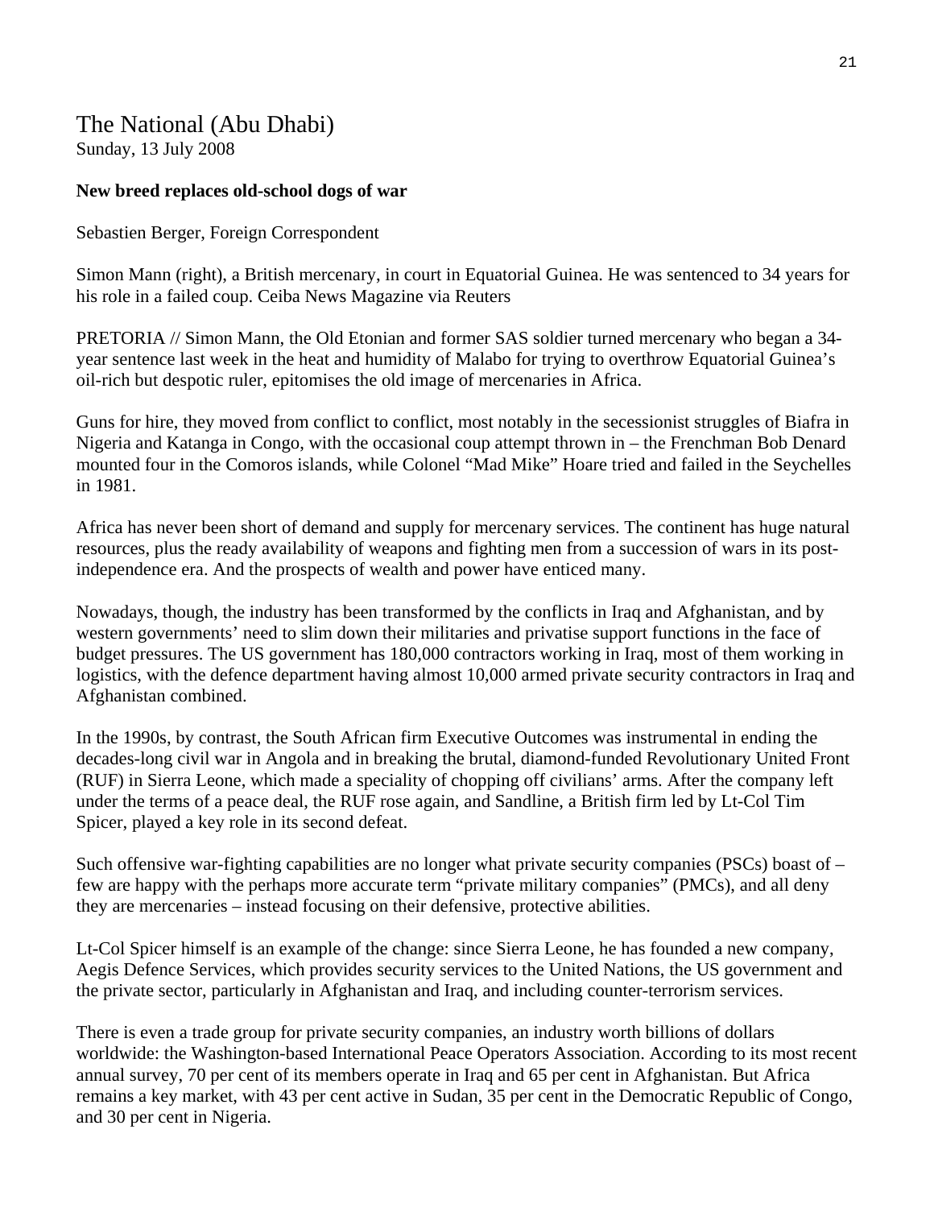# The National (Abu Dhabi)

Sunday, 13 July 2008

**New breed replaces old-school dogs of war**

Sebastien Berger, Foreign Correspondent

Simon Mann (right), a British mercenary, in court in Equatorial Guinea. He was sentenced to 34 years for his role in a failed coup. Ceiba News Magazine via Reuters

PRETORIA // Simon Mann, the Old Etonian and former SAS soldier turned mercenary who began a 34-year sentence last week in the heat and humidity of Malabo for trying to overthrow Equatorial Guinea's oil-rich but despotic ruler, epitomises the old image of mercenaries in Africa.

Guns for hire, they moved from conflict to conflict, most notably in the secessionist struggles of Biafra in Nigeria and Katanga in Congo, with the occasional coup attempt thrown in – the Frenchman Bob Denard mounted four in the Comoros islands, while Colonel "Mad Mike" Hoare tried and failed in the Seychelles in 1981.

Africa has never been short of demand and supply for mercenary services. The continent has huge natural resources, plus the ready availability of weapons and fighting men from a succession of wars in its post-independence era. And the prospects of wealth and power have enticed many.

Nowadays, though, the industry has been transformed by the conflicts in Iraq and Afghanistan, and by western governments' need to slim down their militaries and privatise support functions in the face of budget pressures. The US government has 180,000 contractors working in Iraq, most of them working in logistics, with the defence department having almost 10,000 armed private security contractors in Iraq and Afghanistan combined.

In the 1990s, by contrast, the South African firm Executive Outcomes was instrumental in ending the decades-long civil war in Angola and in breaking the brutal, diamond-funded Revolutionary United Front (RUF) in Sierra Leone, which made a speciality of chopping off civilians' arms. After the company left under the terms of a peace deal, the RUF rose again, and Sandline, a British firm led by Lt-Col Tim Spicer, played a key role in its second defeat.

Such offensive war-fighting capabilities are no longer what private security companies (PSCs) boast of – few are happy with the perhaps more accurate term "private military companies" (PMCs), and all deny they are mercenaries – instead focusing on their defensive, protective abilities.

Lt-Col Spicer himself is an example of the change: since Sierra Leone, he has founded a new company, Aegis Defence Services, which provides security services to the United Nations, the US government and the private sector, particularly in Afghanistan and Iraq, and including counter-terrorism services.

There is even a trade group for private security companies, an industry worth billions of dollars worldwide: the Washington-based International Peace Operators Association. According to its most recent annual survey, 70 per cent of its members operate in Iraq and 65 per cent in Afghanistan. But Africa remains a key market, with 43 per cent active in Sudan, 35 per cent in the Democratic Republic of Congo, and 30 per cent in Nigeria.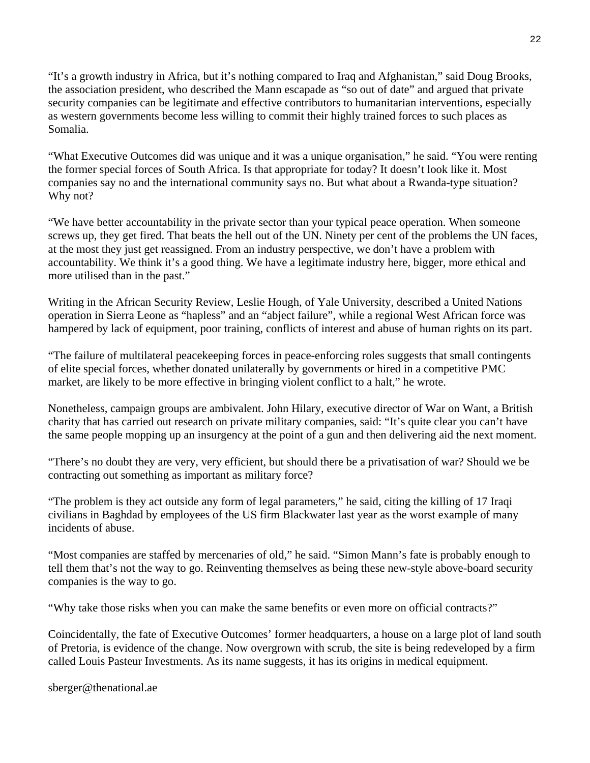"It's a growth industry in Africa, but it's nothing compared to Iraq and Afghanistan," said Doug Brooks, the association president, who described the Mann escapade as "so out of date" and argued that private security companies can be legitimate and effective contributors to humanitarian interventions, especially as western governments become less willing to commit their highly trained forces to such places as Somalia.

"What Executive Outcomes did was unique and it was a unique organisation," he said. "You were renting the former special forces of South Africa. Is that appropriate for today? It doesn't look like it. Most companies say no and the international community says no. But what about a Rwanda-type situation? Why not?

"We have better accountability in the private sector than your typical peace operation. When someone screws up, they get fired. That beats the hell out of the UN. Ninety per cent of the problems the UN faces, at the most they just get reassigned. From an industry perspective, we don't have a problem with accountability. We think it's a good thing. We have a legitimate industry here, bigger, more ethical and more utilised than in the past."

Writing in the African Security Review, Leslie Hough, of Yale University, described a United Nations operation in Sierra Leone as "hapless" and an "abject failure", while a regional West African force was hampered by lack of equipment, poor training, conflicts of interest and abuse of human rights on its part.

"The failure of multilateral peacekeeping forces in peace-enforcing roles suggests that small contingents of elite special forces, whether donated unilaterally by governments or hired in a competitive PMC market, are likely to be more effective in bringing violent conflict to a halt," he wrote.

Nonetheless, campaign groups are ambivalent. John Hilary, executive director of War on Want, a British charity that has carried out research on private military companies, said: "It's quite clear you can't have the same people mopping up an insurgency at the point of a gun and then delivering aid the next moment.

"There's no doubt they are very, very efficient, but should there be a privatisation of war? Should we be contracting out something as important as military force?

"The problem is they act outside any form of legal parameters," he said, citing the killing of 17 Iraqi civilians in Baghdad by employees of the US firm Blackwater last year as the worst example of many incidents of abuse.

"Most companies are staffed by mercenaries of old," he said. "Simon Mann's fate is probably enough to tell them that's not the way to go. Reinventing themselves as being these new-style above-board security companies is the way to go.

"Why take those risks when you can make the same benefits or even more on official contracts?"

Coincidentally, the fate of Executive Outcomes' former headquarters, a house on a large plot of land south of Pretoria, is evidence of the change. Now overgrown with scrub, the site is being redeveloped by a firm called Louis Pasteur Investments. As its name suggests, it has its origins in medical equipment.

sberger@thenational.ae